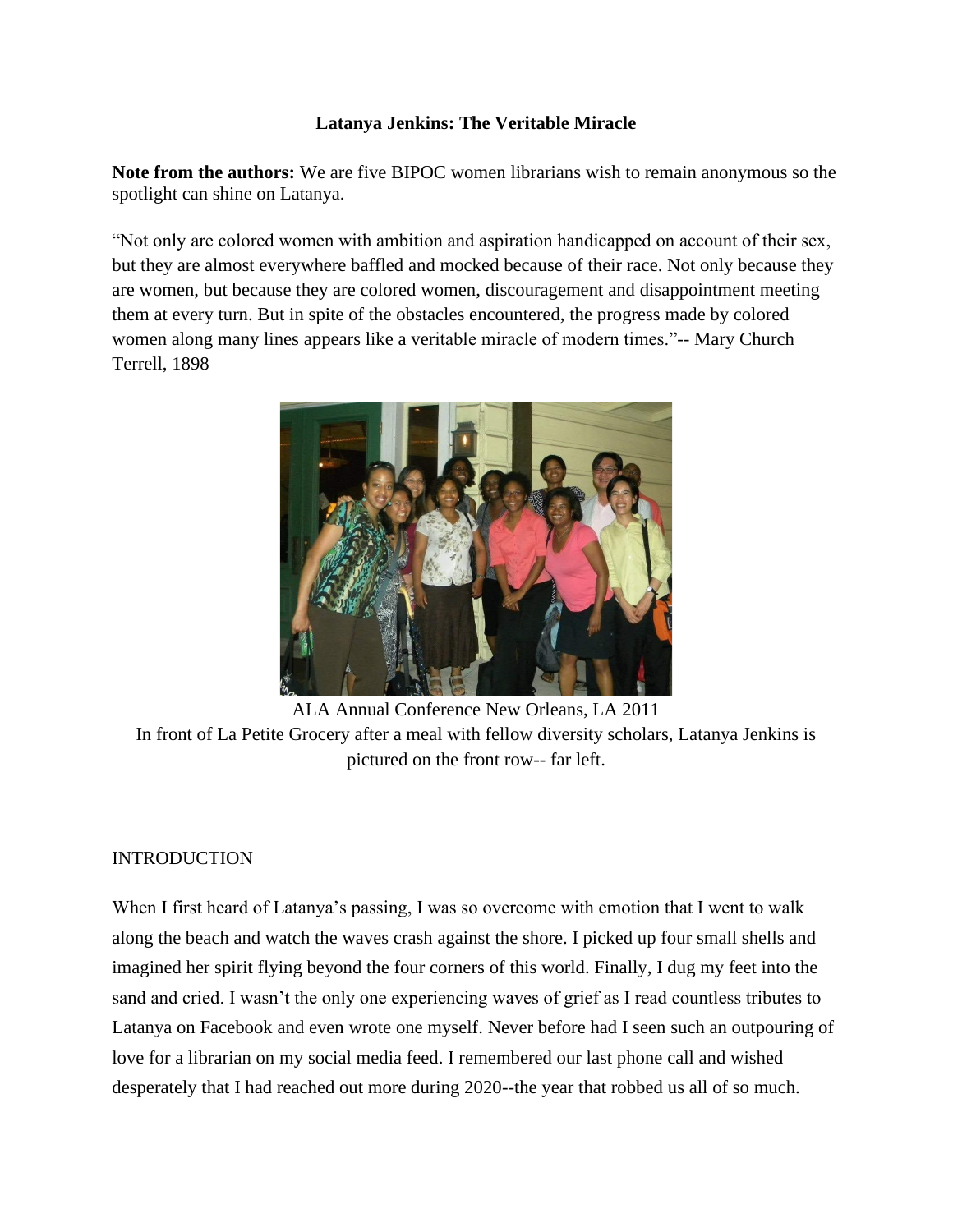**Latanya Jenkins: The Veritable Miracle**

**Note from the authors:** We are five BIPOC women librarians wish to remain anonymous so the spotlight can shine on Latanya.

"Not only are colored women with ambition and aspiration handicapped on account of their sex, but they are almost everywhere baffled and mocked because of their race. Not only because they are women, but because they are colored women, discouragement and disappointment meeting them at every turn. But in spite of the obstacles encountered, the progress made by colored women along many lines appears like a veritable miracle of modern times."-- Mary Church Terrell, 1898

ALA Annual Conference New Orleans, LA 2011
In front of La Petite Grocery after a meal with fellow diversity scholars, Latanya Jenkins is pictured on the front row-- far left.

INTRODUCTION

When I first heard of Latanya's passing, I was so overcome with emotion that I went to walk along the beach and watch the waves crash against the shore. I picked up four small shells and imagined her spirit flying beyond the four corners of this world. Finally, I dug my feet into the sand and cried. I wasn't the only one experiencing waves of grief as I read countless tributes to Latanya on Facebook and even wrote one myself. Never before had I seen such an outpouring of love for a librarian on my social media feed. I remembered our last phone call and wished desperately that I had reached out more during 2020--the year that robbed us all of so much.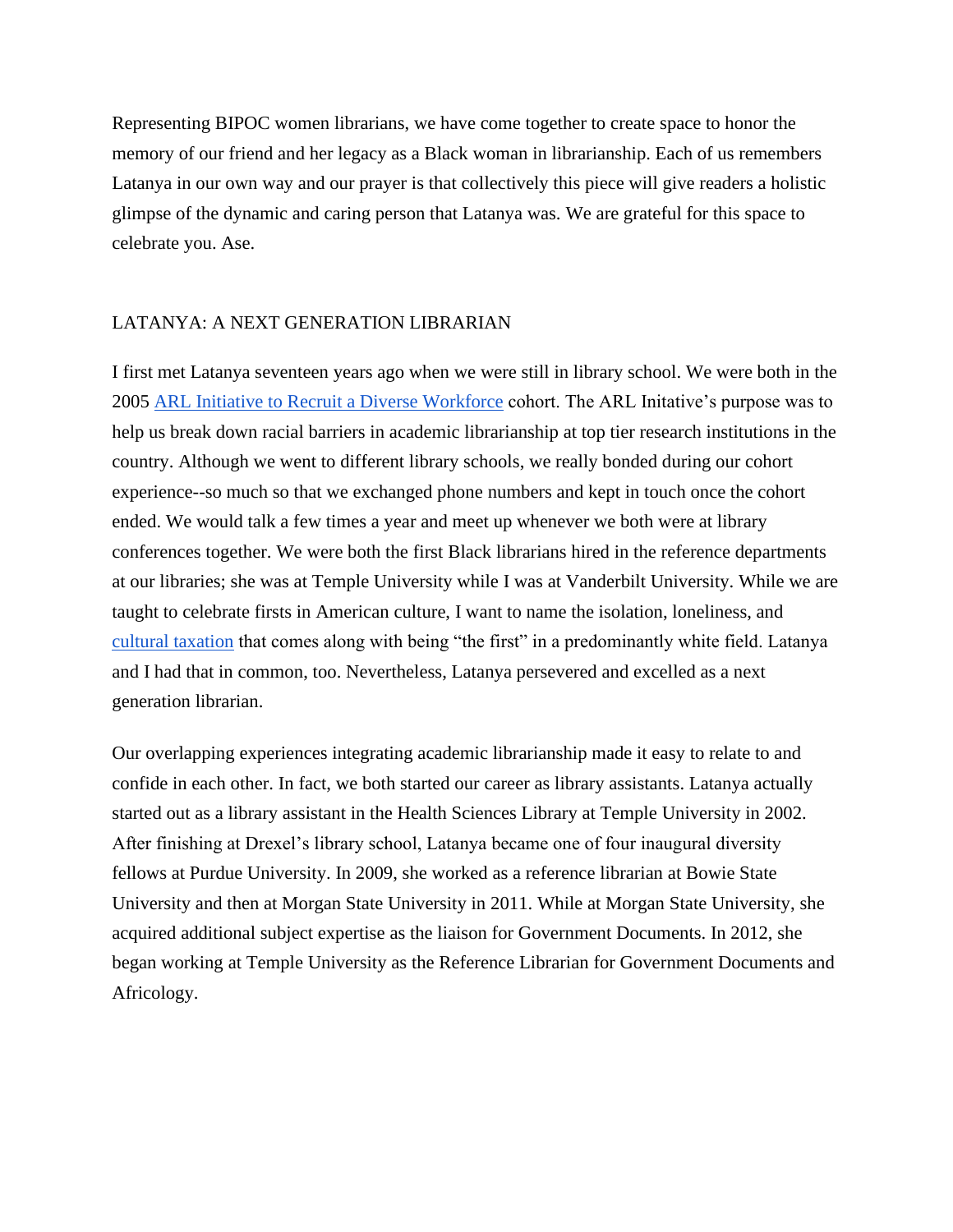Representing BIPOC women librarians, we have come together to create space to honor the memory of our friend and her legacy as a Black woman in librarianship. Each of us remembers Latanya in our own way and our prayer is that collectively this piece will give readers a holistic glimpse of the dynamic and caring person that Latanya was. We are grateful for this space to celebrate you. Ase.

## LATANYA: A NEXT GENERATION LIBRARIAN

I first met Latanya seventeen years ago when we were still in library school. We were both in the 2005 ARL Initiative to Recruit a Diverse Workforce cohort. The ARL Initative's purpose was to help us break down racial barriers in academic librarianship at top tier research institutions in the country. Although we went to different library schools, we really bonded during our cohort experience--so much so that we exchanged phone numbers and kept in touch once the cohort ended. We would talk a few times a year and meet up whenever we both were at library conferences together. We were both the first Black librarians hired in the reference departments at our libraries; she was at Temple University while I was at Vanderbilt University. While we are taught to celebrate firsts in American culture, I want to name the isolation, loneliness, and cultural taxation that comes along with being "the first" in a predominantly white field. Latanya and I had that in common, too. Nevertheless, Latanya persevered and excelled as a next generation librarian.

Our overlapping experiences integrating academic librarianship made it easy to relate to and confide in each other. In fact, we both started our career as library assistants. Latanya actually started out as a library assistant in the Health Sciences Library at Temple University in 2002. After finishing at Drexel's library school, Latanya became one of four inaugural diversity fellows at Purdue University. In 2009, she worked as a reference librarian at Bowie State University and then at Morgan State University in 2011. While at Morgan State University, she acquired additional subject expertise as the liaison for Government Documents. In 2012, she began working at Temple University as the Reference Librarian for Government Documents and Africology.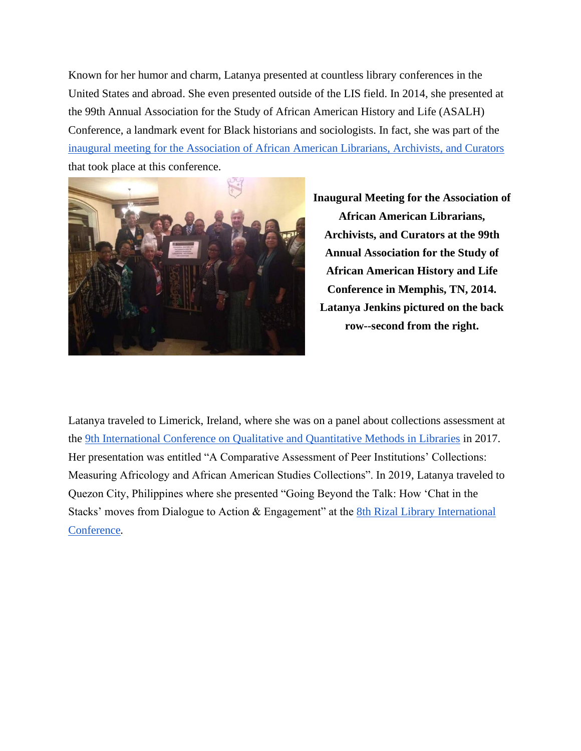Known for her humor and charm, Latanya presented at countless library conferences in the United States and abroad. She even presented outside of the LIS field. In 2014, she presented at the 99th Annual Association for the Study of African American History and Life (ASALH) Conference, a landmark event for Black historians and sociologists. In fact, she was part of the [inaugural meeting for the Association of African American Librarians, Archivists, and Curators] that took place at this conference.

**Inaugural Meeting for the Association of African American Librarians, Archivists, and Curators at the 99th Annual Association for the Study of African American History and Life Conference in Memphis, TN, 2014. Latanya Jenkins pictured on the back row--second from the right.**

Latanya traveled to Limerick, Ireland, where she was on a panel about collections assessment at the [9th International Conference on Qualitative and Quantitative Methods in Libraries] in 2017. Her presentation was entitled "A Comparative Assessment of Peer Institutions' Collections: Measuring Africology and African American Studies Collections". In 2019, Latanya traveled to Quezon City, Philippines where she presented "Going Beyond the Talk: How 'Chat in the Stacks' moves from Dialogue to Action & Engagement" at the [8th Rizal Library International Conference].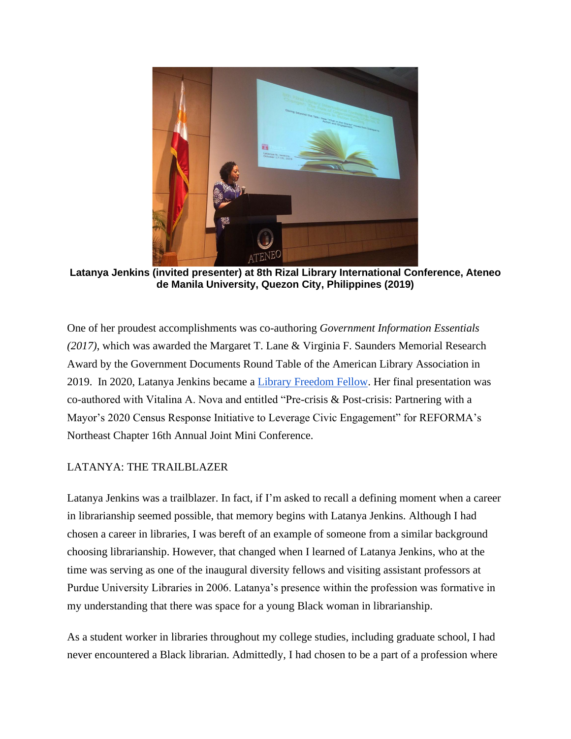**Latanya Jenkins (invited presenter) at 8th Rizal Library International Conference, Ateneo de Manila University, Quezon City, Philippines (2019)**

One of her proudest accomplishments was co-authoring *Government Information Essentials (2017)*, which was awarded the Margaret T. Lane & Virginia F. Saunders Memorial Research Award by the Government Documents Round Table of the American Library Association in 2019. In 2020, Latanya Jenkins became a Library Freedom Fellow. Her final presentation was co-authored with Vitalina A. Nova and entitled "Pre-crisis & Post-crisis: Partnering with a Mayor's 2020 Census Response Initiative to Leverage Civic Engagement" for REFORMA's Northeast Chapter 16th Annual Joint Mini Conference.

LATANYA: THE TRAILBLAZER

Latanya Jenkins was a trailblazer. In fact, if I'm asked to recall a defining moment when a career in librarianship seemed possible, that memory begins with Latanya Jenkins. Although I had chosen a career in libraries, I was bereft of an example of someone from a similar background choosing librarianship. However, that changed when I learned of Latanya Jenkins, who at the time was serving as one of the inaugural diversity fellows and visiting assistant professors at Purdue University Libraries in 2006. Latanya's presence within the profession was formative in my understanding that there was space for a young Black woman in librarianship.

As a student worker in libraries throughout my college studies, including graduate school, I had never encountered a Black librarian. Admittedly, I had chosen to be a part of a profession where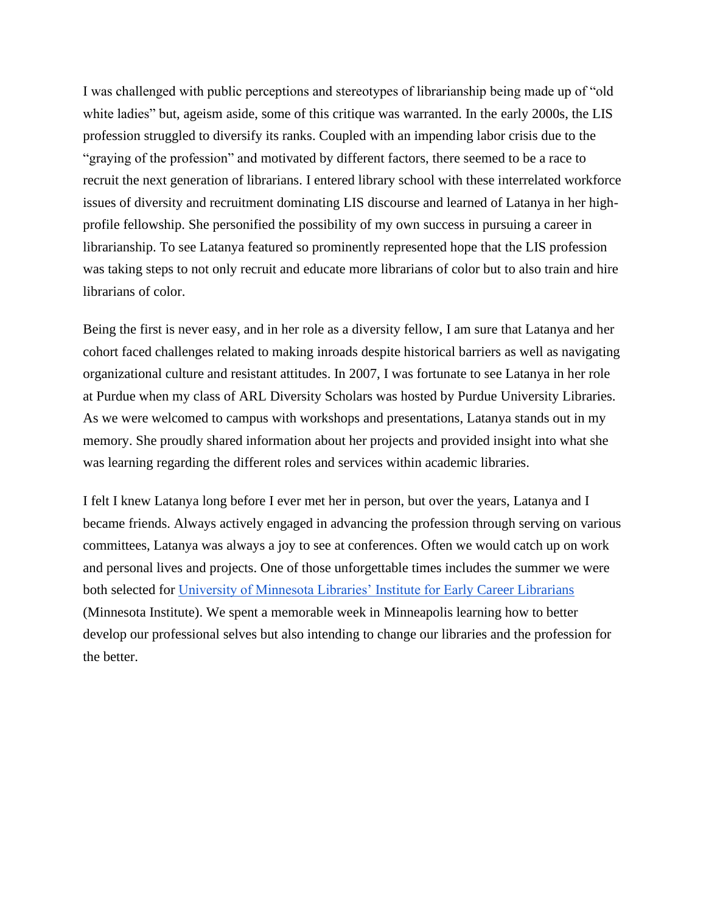I was challenged with public perceptions and stereotypes of librarianship being made up of "old white ladies" but, ageism aside, some of this critique was warranted. In the early 2000s, the LIS profession struggled to diversify its ranks. Coupled with an impending labor crisis due to the "graying of the profession" and motivated by different factors, there seemed to be a race to recruit the next generation of librarians. I entered library school with these interrelated workforce issues of diversity and recruitment dominating LIS discourse and learned of Latanya in her high-profile fellowship. She personified the possibility of my own success in pursuing a career in librarianship. To see Latanya featured so prominently represented hope that the LIS profession was taking steps to not only recruit and educate more librarians of color but to also train and hire librarians of color.

Being the first is never easy, and in her role as a diversity fellow, I am sure that Latanya and her cohort faced challenges related to making inroads despite historical barriers as well as navigating organizational culture and resistant attitudes. In 2007, I was fortunate to see Latanya in her role at Purdue when my class of ARL Diversity Scholars was hosted by Purdue University Libraries. As we were welcomed to campus with workshops and presentations, Latanya stands out in my memory. She proudly shared information about her projects and provided insight into what she was learning regarding the different roles and services within academic libraries.

I felt I knew Latanya long before I ever met her in person, but over the years, Latanya and I became friends. Always actively engaged in advancing the profession through serving on various committees, Latanya was always a joy to see at conferences. Often we would catch up on work and personal lives and projects. One of those unforgettable times includes the summer we were both selected for University of Minnesota Libraries' Institute for Early Career Librarians (Minnesota Institute). We spent a memorable week in Minneapolis learning how to better develop our professional selves but also intending to change our libraries and the profession for the better.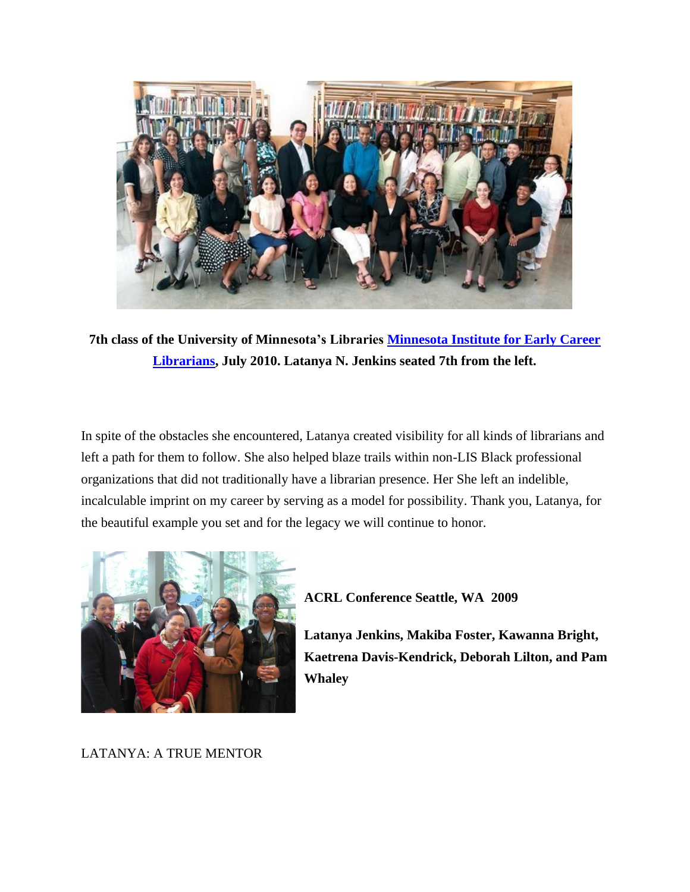**7th class of the University of Minnesota's Libraries [Minnesota Institute for Early Career Librarians](), July 2010. Latanya N. Jenkins seated 7th from the left.**

In spite of the obstacles she encountered, Latanya created visibility for all kinds of librarians and left a path for them to follow. She also helped blaze trails within non-LIS Black professional organizations that did not traditionally have a librarian presence. Her She left an indelible, incalculable imprint on my career by serving as a model for possibility. Thank you, Latanya, for the beautiful example you set and for the legacy we will continue to honor.

**ACRL Conference Seattle, WA 2009**

**Latanya Jenkins, Makiba Foster, Kawanna Bright, Kaetrena Davis-Kendrick, Deborah Lilton, and Pam Whaley**

LATANYA: A TRUE MENTOR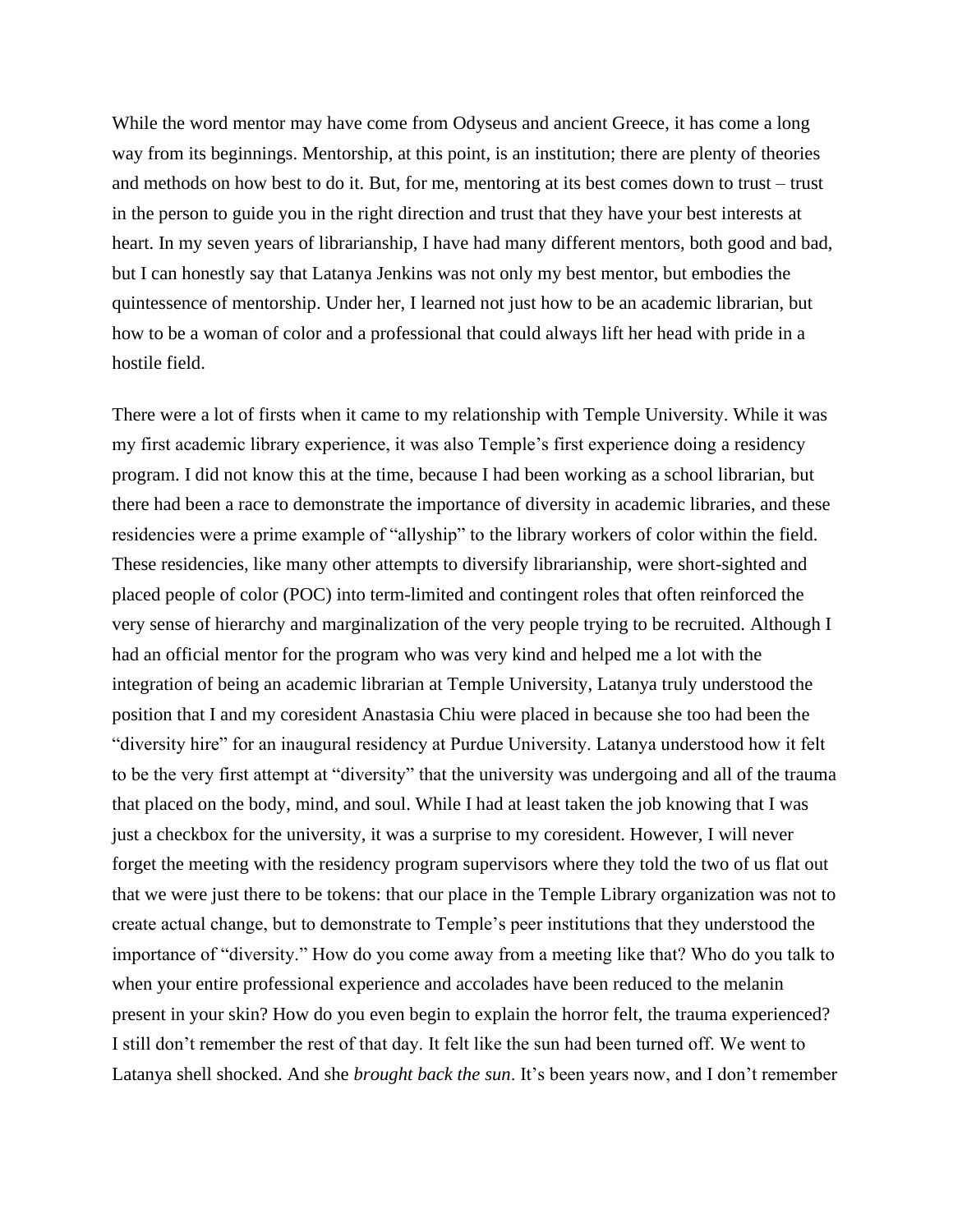While the word mentor may have come from Odyseus and ancient Greece, it has come a long way from its beginnings. Mentorship, at this point, is an institution; there are plenty of theories and methods on how best to do it. But, for me, mentoring at its best comes down to trust – trust in the person to guide you in the right direction and trust that they have your best interests at heart. In my seven years of librarianship, I have had many different mentors, both good and bad, but I can honestly say that Latanya Jenkins was not only my best mentor, but embodies the quintessence of mentorship. Under her, I learned not just how to be an academic librarian, but how to be a woman of color and a professional that could always lift her head with pride in a hostile field.

There were a lot of firsts when it came to my relationship with Temple University. While it was my first academic library experience, it was also Temple's first experience doing a residency program. I did not know this at the time, because I had been working as a school librarian, but there had been a race to demonstrate the importance of diversity in academic libraries, and these residencies were a prime example of "allyship" to the library workers of color within the field. These residencies, like many other attempts to diversify librarianship, were short-sighted and placed people of color (POC) into term-limited and contingent roles that often reinforced the very sense of hierarchy and marginalization of the very people trying to be recruited. Although I had an official mentor for the program who was very kind and helped me a lot with the integration of being an academic librarian at Temple University, Latanya truly understood the position that I and my coresident Anastasia Chiu were placed in because she too had been the "diversity hire" for an inaugural residency at Purdue University. Latanya understood how it felt to be the very first attempt at "diversity" that the university was undergoing and all of the trauma that placed on the body, mind, and soul. While I had at least taken the job knowing that I was just a checkbox for the university, it was a surprise to my coresident. However, I will never forget the meeting with the residency program supervisors where they told the two of us flat out that we were just there to be tokens: that our place in the Temple Library organization was not to create actual change, but to demonstrate to Temple's peer institutions that they understood the importance of "diversity." How do you come away from a meeting like that? Who do you talk to when your entire professional experience and accolades have been reduced to the melanin present in your skin? How do you even begin to explain the horror felt, the trauma experienced? I still don't remember the rest of that day. It felt like the sun had been turned off. We went to Latanya shell shocked. And she *brought back the sun*. It's been years now, and I don't remember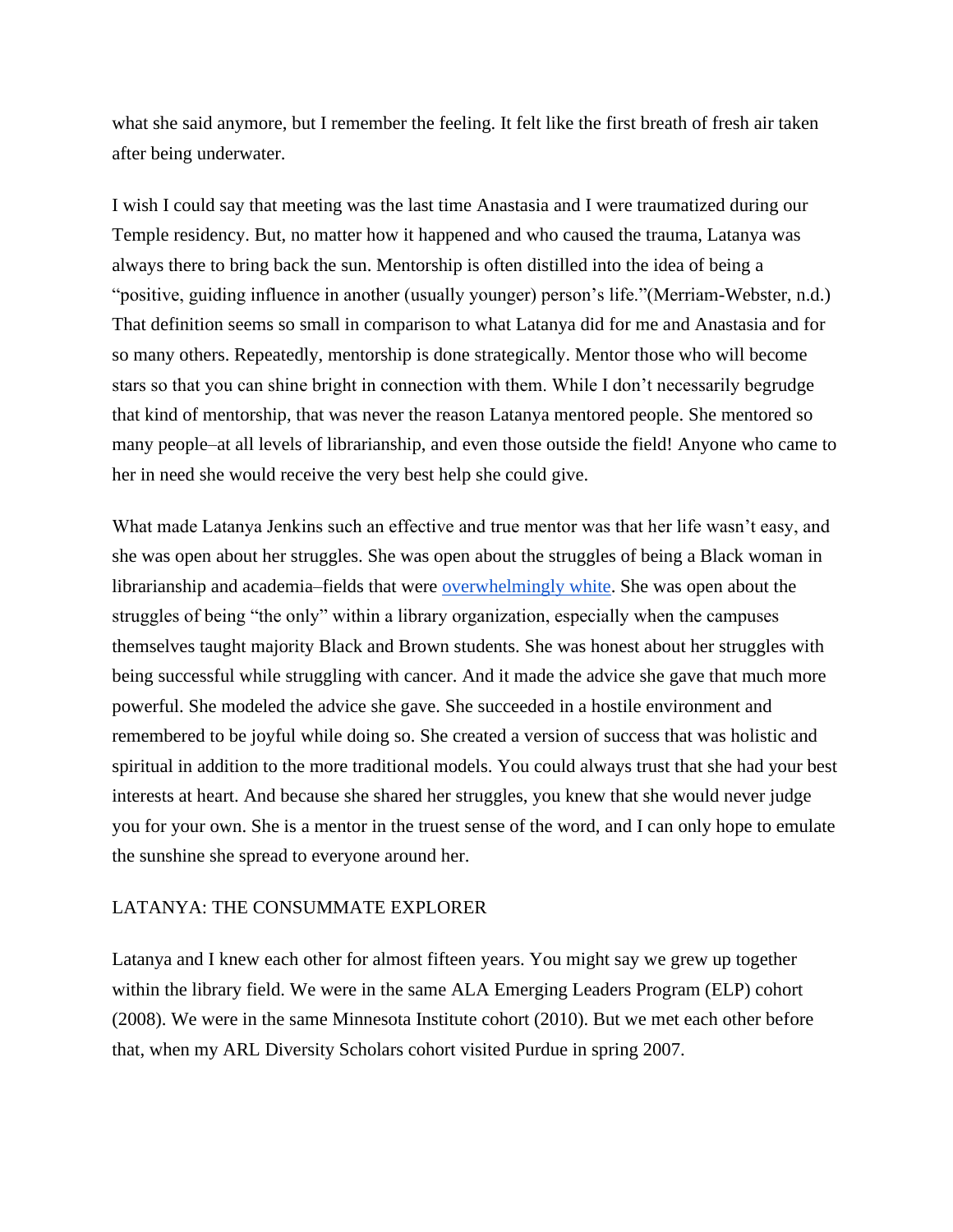what she said anymore, but I remember the feeling. It felt like the first breath of fresh air taken after being underwater.

I wish I could say that meeting was the last time Anastasia and I were traumatized during our Temple residency. But, no matter how it happened and who caused the trauma, Latanya was always there to bring back the sun. Mentorship is often distilled into the idea of being a "positive, guiding influence in another (usually younger) person's life."(Merriam-Webster, n.d.) That definition seems so small in comparison to what Latanya did for me and Anastasia and for so many others. Repeatedly, mentorship is done strategically. Mentor those who will become stars so that you can shine bright in connection with them. While I don't necessarily begrudge that kind of mentorship, that was never the reason Latanya mentored people. She mentored so many people–at all levels of librarianship, and even those outside the field! Anyone who came to her in need she would receive the very best help she could give.

What made Latanya Jenkins such an effective and true mentor was that her life wasn't easy, and she was open about her struggles. She was open about the struggles of being a Black woman in librarianship and academia–fields that were overwhelmingly white. She was open about the struggles of being "the only" within a library organization, especially when the campuses themselves taught majority Black and Brown students. She was honest about her struggles with being successful while struggling with cancer. And it made the advice she gave that much more powerful. She modeled the advice she gave. She succeeded in a hostile environment and remembered to be joyful while doing so. She created a version of success that was holistic and spiritual in addition to the more traditional models. You could always trust that she had your best interests at heart. And because she shared her struggles, you knew that she would never judge you for your own. She is a mentor in the truest sense of the word, and I can only hope to emulate the sunshine she spread to everyone around her.

## LATANYA: THE CONSUMMATE EXPLORER

Latanya and I knew each other for almost fifteen years. You might say we grew up together within the library field. We were in the same ALA Emerging Leaders Program (ELP) cohort (2008). We were in the same Minnesota Institute cohort (2010). But we met each other before that, when my ARL Diversity Scholars cohort visited Purdue in spring 2007.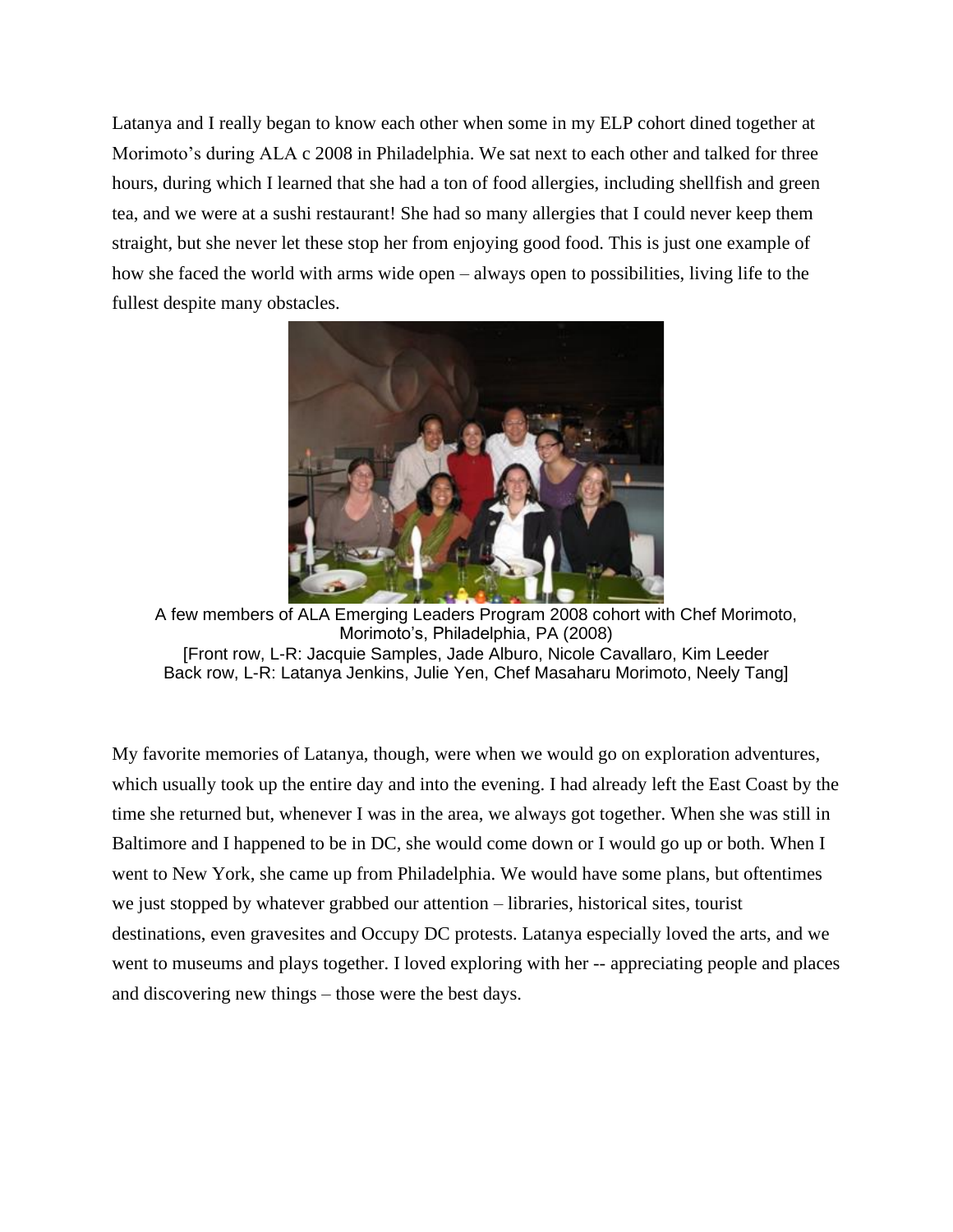Latanya and I really began to know each other when some in my ELP cohort dined together at Morimoto's during ALA c 2008 in Philadelphia. We sat next to each other and talked for three hours, during which I learned that she had a ton of food allergies, including shellfish and green tea, and we were at a sushi restaurant! She had so many allergies that I could never keep them straight, but she never let these stop her from enjoying good food. This is just one example of how she faced the world with arms wide open – always open to possibilities, living life to the fullest despite many obstacles.

A few members of ALA Emerging Leaders Program 2008 cohort with Chef Morimoto, Morimoto's, Philadelphia, PA (2008)
[Front row, L-R: Jacquie Samples, Jade Alburo, Nicole Cavallaro, Kim Leeder
Back row, L-R: Latanya Jenkins, Julie Yen, Chef Masaharu Morimoto, Neely Tang]

My favorite memories of Latanya, though, were when we would go on exploration adventures, which usually took up the entire day and into the evening. I had already left the East Coast by the time she returned but, whenever I was in the area, we always got together. When she was still in Baltimore and I happened to be in DC, she would come down or I would go up or both. When I went to New York, she came up from Philadelphia. We would have some plans, but oftentimes we just stopped by whatever grabbed our attention – libraries, historical sites, tourist destinations, even gravesites and Occupy DC protests. Latanya especially loved the arts, and we went to museums and plays together. I loved exploring with her -- appreciating people and places and discovering new things – those were the best days.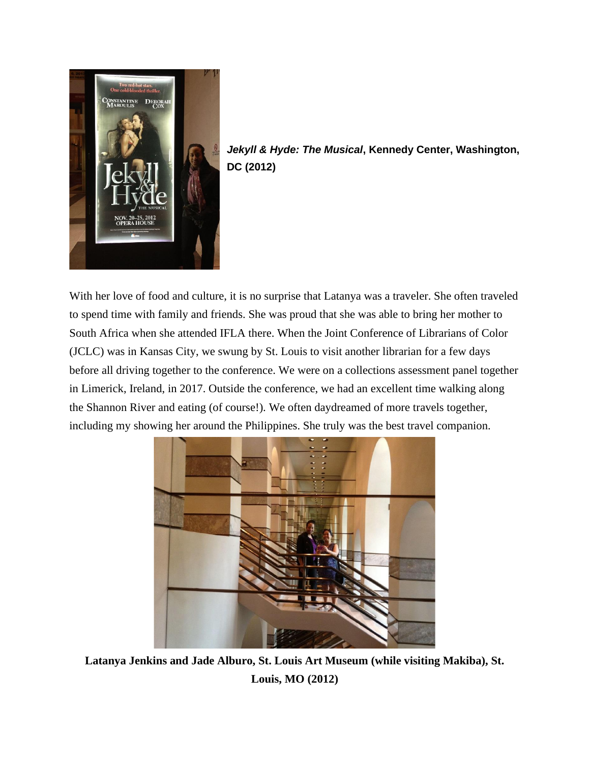***Jekyll & Hyde: The Musical*, Kennedy Center, Washington, DC (2012)**

With her love of food and culture, it is no surprise that Latanya was a traveler. She often traveled to spend time with family and friends. She was proud that she was able to bring her mother to South Africa when she attended IFLA there. When the Joint Conference of Librarians of Color (JCLC) was in Kansas City, we swung by St. Louis to visit another librarian for a few days before all driving together to the conference. We were on a collections assessment panel together in Limerick, Ireland, in 2017. Outside the conference, we had an excellent time walking along the Shannon River and eating (of course!). We often daydreamed of more travels together, including my showing her around the Philippines. She truly was the best travel companion.

**Latanya Jenkins and Jade Alburo, St. Louis Art Museum (while visiting Makiba), St. Louis, MO (2012)**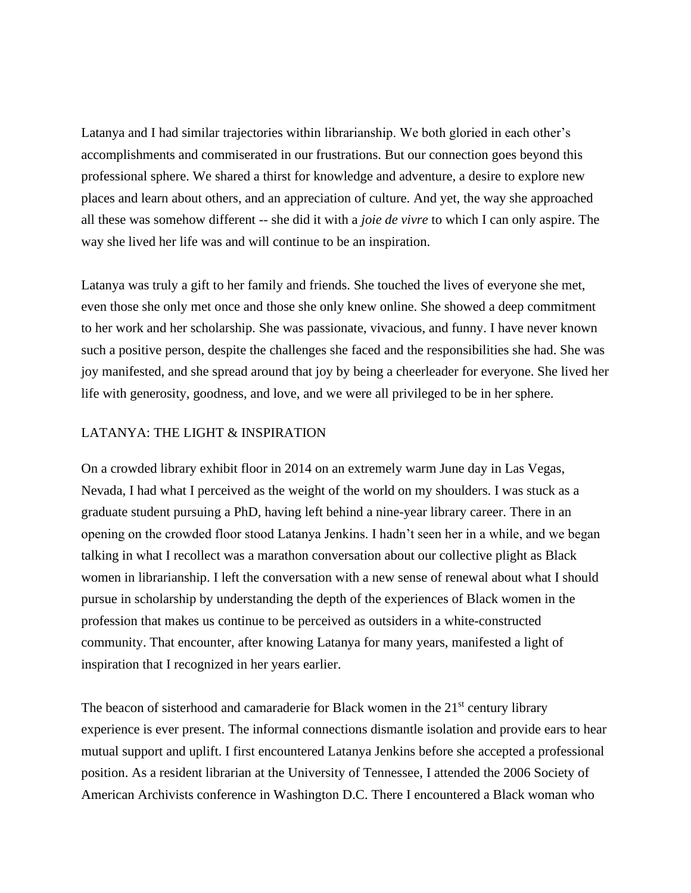Latanya and I had similar trajectories within librarianship. We both gloried in each other's accomplishments and commiserated in our frustrations. But our connection goes beyond this professional sphere. We shared a thirst for knowledge and adventure, a desire to explore new places and learn about others, and an appreciation of culture. And yet, the way she approached all these was somehow different -- she did it with a *joie de vivre* to which I can only aspire. The way she lived her life was and will continue to be an inspiration.

Latanya was truly a gift to her family and friends. She touched the lives of everyone she met, even those she only met once and those she only knew online. She showed a deep commitment to her work and her scholarship. She was passionate, vivacious, and funny. I have never known such a positive person, despite the challenges she faced and the responsibilities she had. She was joy manifested, and she spread around that joy by being a cheerleader for everyone. She lived her life with generosity, goodness, and love, and we were all privileged to be in her sphere.

## LATANYA: THE LIGHT & INSPIRATION

On a crowded library exhibit floor in 2014 on an extremely warm June day in Las Vegas, Nevada, I had what I perceived as the weight of the world on my shoulders. I was stuck as a graduate student pursuing a PhD, having left behind a nine-year library career. There in an opening on the crowded floor stood Latanya Jenkins. I hadn't seen her in a while, and we began talking in what I recollect was a marathon conversation about our collective plight as Black women in librarianship. I left the conversation with a new sense of renewal about what I should pursue in scholarship by understanding the depth of the experiences of Black women in the profession that makes us continue to be perceived as outsiders in a white-constructed community. That encounter, after knowing Latanya for many years, manifested a light of inspiration that I recognized in her years earlier.

The beacon of sisterhood and camaraderie for Black women in the 21st century library experience is ever present. The informal connections dismantle isolation and provide ears to hear mutual support and uplift. I first encountered Latanya Jenkins before she accepted a professional position. As a resident librarian at the University of Tennessee, I attended the 2006 Society of American Archivists conference in Washington D.C. There I encountered a Black woman who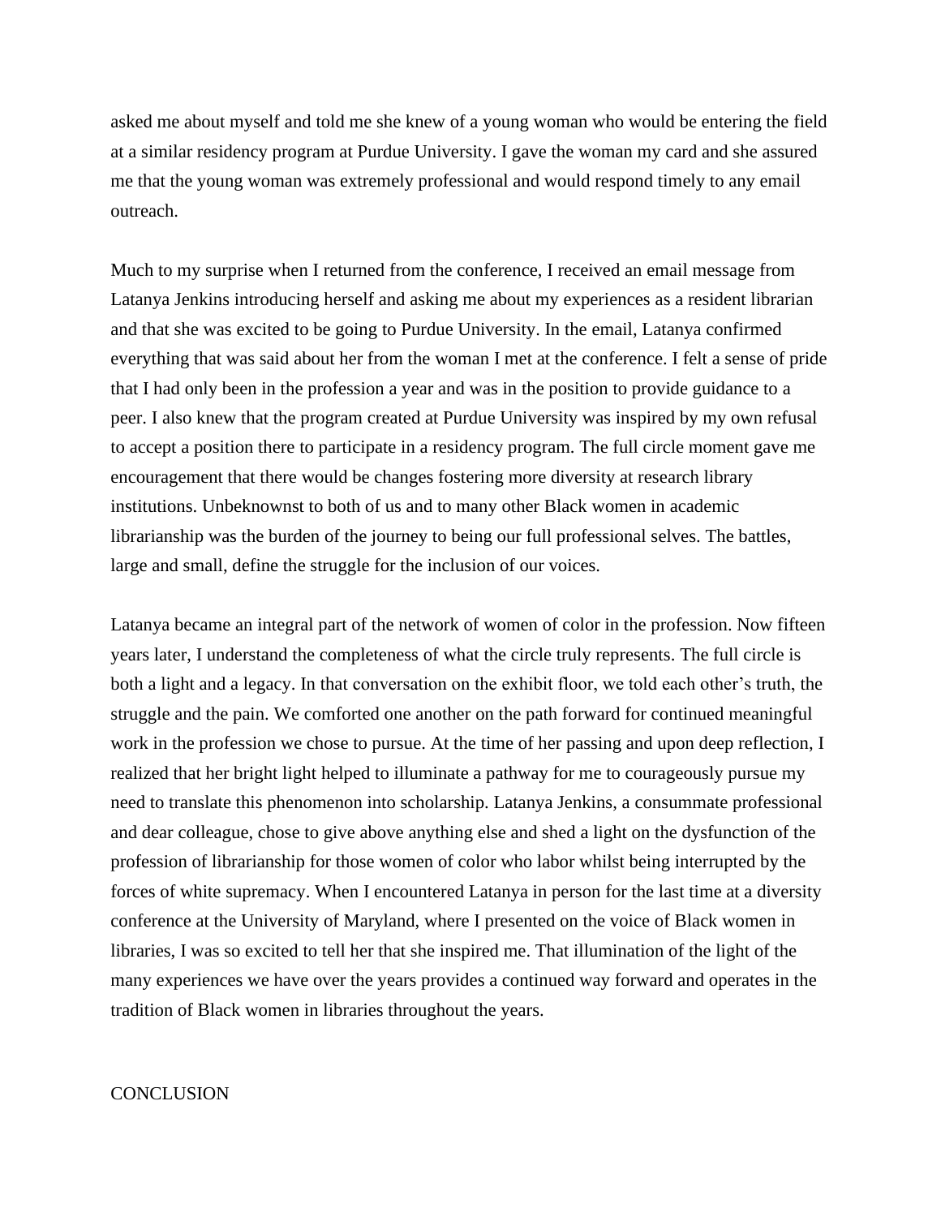asked me about myself and told me she knew of a young woman who would be entering the field at a similar residency program at Purdue University. I gave the woman my card and she assured me that the young woman was extremely professional and would respond timely to any email outreach.

Much to my surprise when I returned from the conference, I received an email message from Latanya Jenkins introducing herself and asking me about my experiences as a resident librarian and that she was excited to be going to Purdue University. In the email, Latanya confirmed everything that was said about her from the woman I met at the conference. I felt a sense of pride that I had only been in the profession a year and was in the position to provide guidance to a peer. I also knew that the program created at Purdue University was inspired by my own refusal to accept a position there to participate in a residency program. The full circle moment gave me encouragement that there would be changes fostering more diversity at research library institutions. Unbeknownst to both of us and to many other Black women in academic librarianship was the burden of the journey to being our full professional selves. The battles, large and small, define the struggle for the inclusion of our voices.

Latanya became an integral part of the network of women of color in the profession. Now fifteen years later, I understand the completeness of what the circle truly represents. The full circle is both a light and a legacy. In that conversation on the exhibit floor, we told each other's truth, the struggle and the pain. We comforted one another on the path forward for continued meaningful work in the profession we chose to pursue. At the time of her passing and upon deep reflection, I realized that her bright light helped to illuminate a pathway for me to courageously pursue my need to translate this phenomenon into scholarship. Latanya Jenkins, a consummate professional and dear colleague, chose to give above anything else and shed a light on the dysfunction of the profession of librarianship for those women of color who labor whilst being interrupted by the forces of white supremacy. When I encountered Latanya in person for the last time at a diversity conference at the University of Maryland, where I presented on the voice of Black women in libraries, I was so excited to tell her that she inspired me. That illumination of the light of the many experiences we have over the years provides a continued way forward and operates in the tradition of Black women in libraries throughout the years.

## CONCLUSION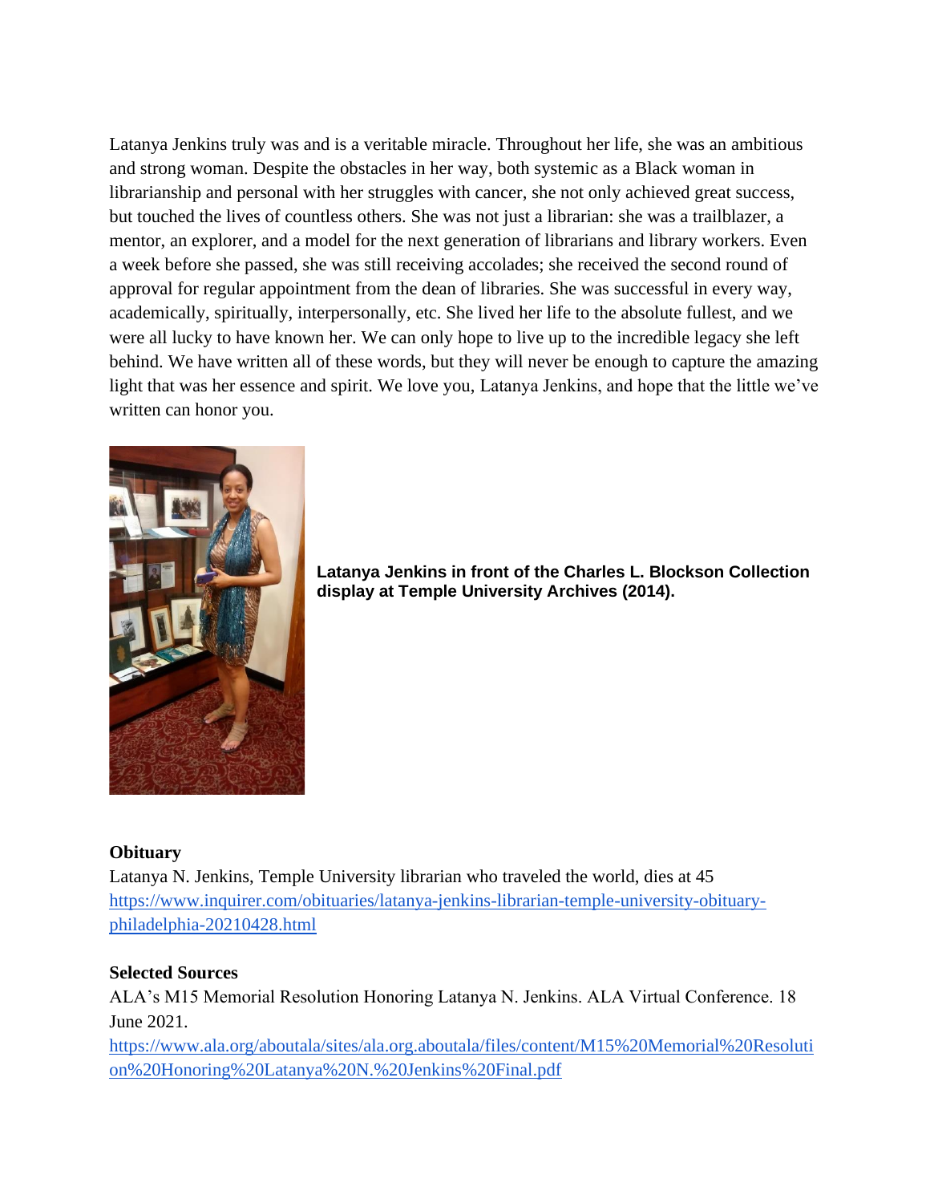Latanya Jenkins truly was and is a veritable miracle. Throughout her life, she was an ambitious and strong woman. Despite the obstacles in her way, both systemic as a Black woman in librarianship and personal with her struggles with cancer, she not only achieved great success, but touched the lives of countless others. She was not just a librarian: she was a trailblazer, a mentor, an explorer, and a model for the next generation of librarians and library workers. Even a week before she passed, she was still receiving accolades; she received the second round of approval for regular appointment from the dean of libraries. She was successful in every way, academically, spiritually, interpersonally, etc. She lived her life to the absolute fullest, and we were all lucky to have known her. We can only hope to live up to the incredible legacy she left behind. We have written all of these words, but they will never be enough to capture the amazing light that was her essence and spirit. We love you, Latanya Jenkins, and hope that the little we've written can honor you.

**Latanya Jenkins in front of the Charles L. Blockson Collection display at Temple University Archives (2014).**

**Obituary**

Latanya N. Jenkins, Temple University librarian who traveled the world, dies at 45
https://www.inquirer.com/obituaries/latanya-jenkins-librarian-temple-university-obituary-philadelphia-20210428.html

**Selected Sources**

ALA's M15 Memorial Resolution Honoring Latanya N. Jenkins. ALA Virtual Conference. 18 June 2021.
https://www.ala.org/aboutala/sites/ala.org.aboutala/files/content/M15%20Memorial%20Resolution%20Honoring%20Latanya%20N.%20Jenkins%20Final.pdf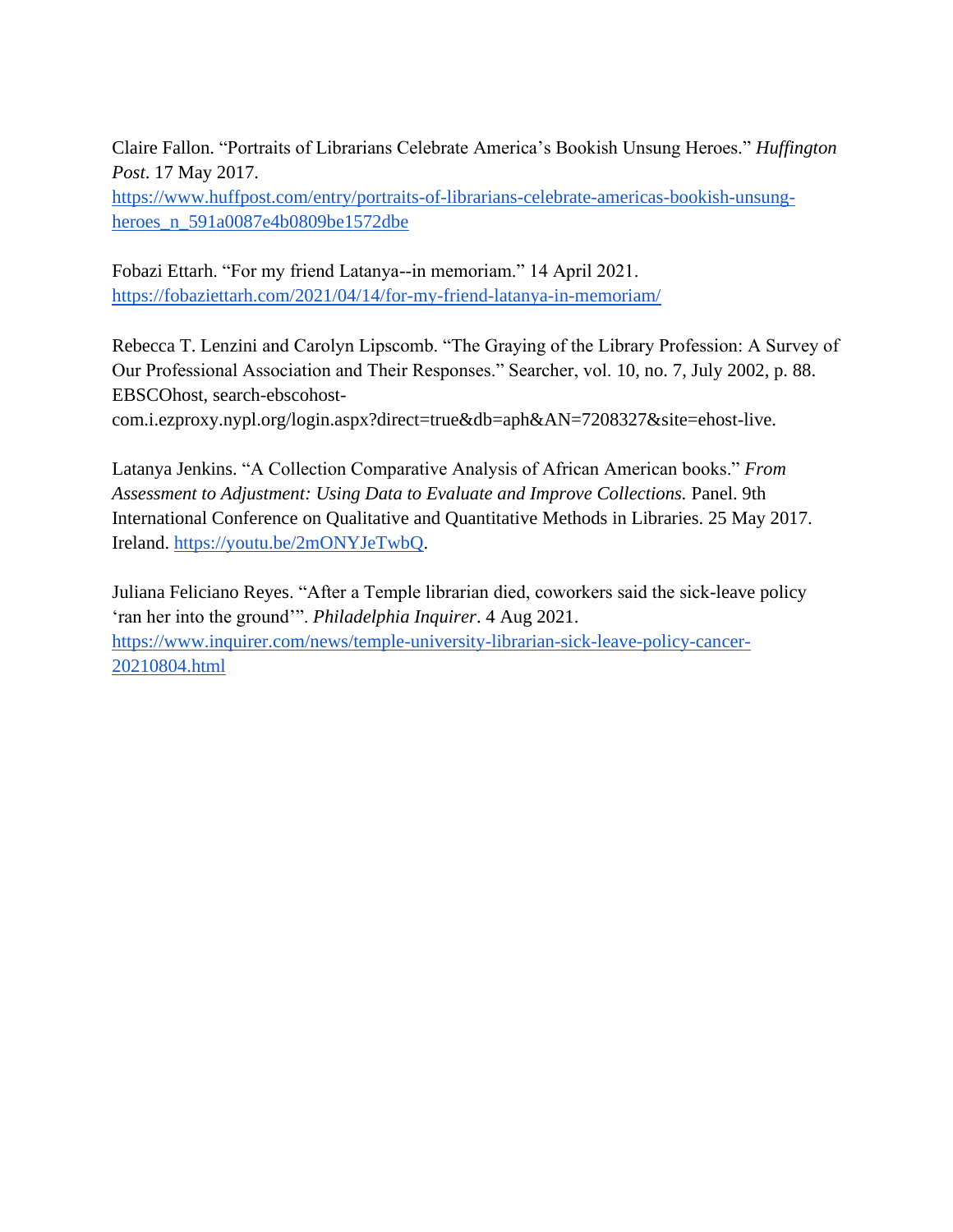Claire Fallon. “Portraits of Librarians Celebrate America’s Bookish Unsung Heroes.” *Huffington Post*. 17 May 2017. https://www.huffpost.com/entry/portraits-of-librarians-celebrate-americas-bookish-unsung-heroes_n_591a0087e4b0809be1572dbe

Fobazi Ettarh. “For my friend Latanya--in memoriam.” 14 April 2021. https://fobaziettarh.com/2021/04/14/for-my-friend-latanya-in-memoriam/

Rebecca T. Lenzini and Carolyn Lipscomb. “The Graying of the Library Profession: A Survey of Our Professional Association and Their Responses.” Searcher, vol. 10, no. 7, July 2002, p. 88. EBSCOhost, search-ebscohost-com.i.ezproxy.nypl.org/login.aspx?direct=true&db=aph&AN=7208327&site=ehost-live.

Latanya Jenkins. “A Collection Comparative Analysis of African American books.” *From Assessment to Adjustment: Using Data to Evaluate and Improve Collections.* Panel. 9th International Conference on Qualitative and Quantitative Methods in Libraries. 25 May 2017. Ireland. https://youtu.be/2mONYJeTwbQ.

Juliana Feliciano Reyes. “After a Temple librarian died, coworkers said the sick-leave policy ‘ran her into the ground’”. *Philadelphia Inquirer*. 4 Aug 2021. https://www.inquirer.com/news/temple-university-librarian-sick-leave-policy-cancer-20210804.html